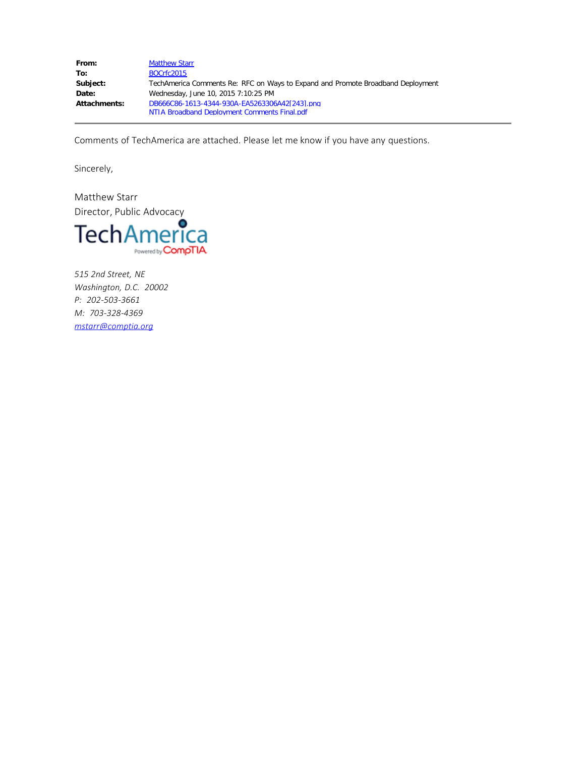**From:** Matthew Starr
**To:** BOCrfc2015
**Subject:** TechAmerica Comments Re: RFC on Ways to Expand and Promote Broadband Deployment
**Date:** Wednesday, June 10, 2015 7:10:25 PM
**Attachments:** DB666C86-1613-4344-930A-EA5263306A42[243].png
NTIA Broadband Deployment Comments Final.pdf

---

Comments of TechAmerica are attached. Please let me know if you have any questions.

Sincerely,

Matthew Starr
Director, Public Advocacy

TechAmerica
Powered by CompTIA

*515 2nd Street, NE*
*Washington, D.C. 20002*
*P: 202-503-3661*
*M: 703-328-4369*
*mstarr@comptia.org*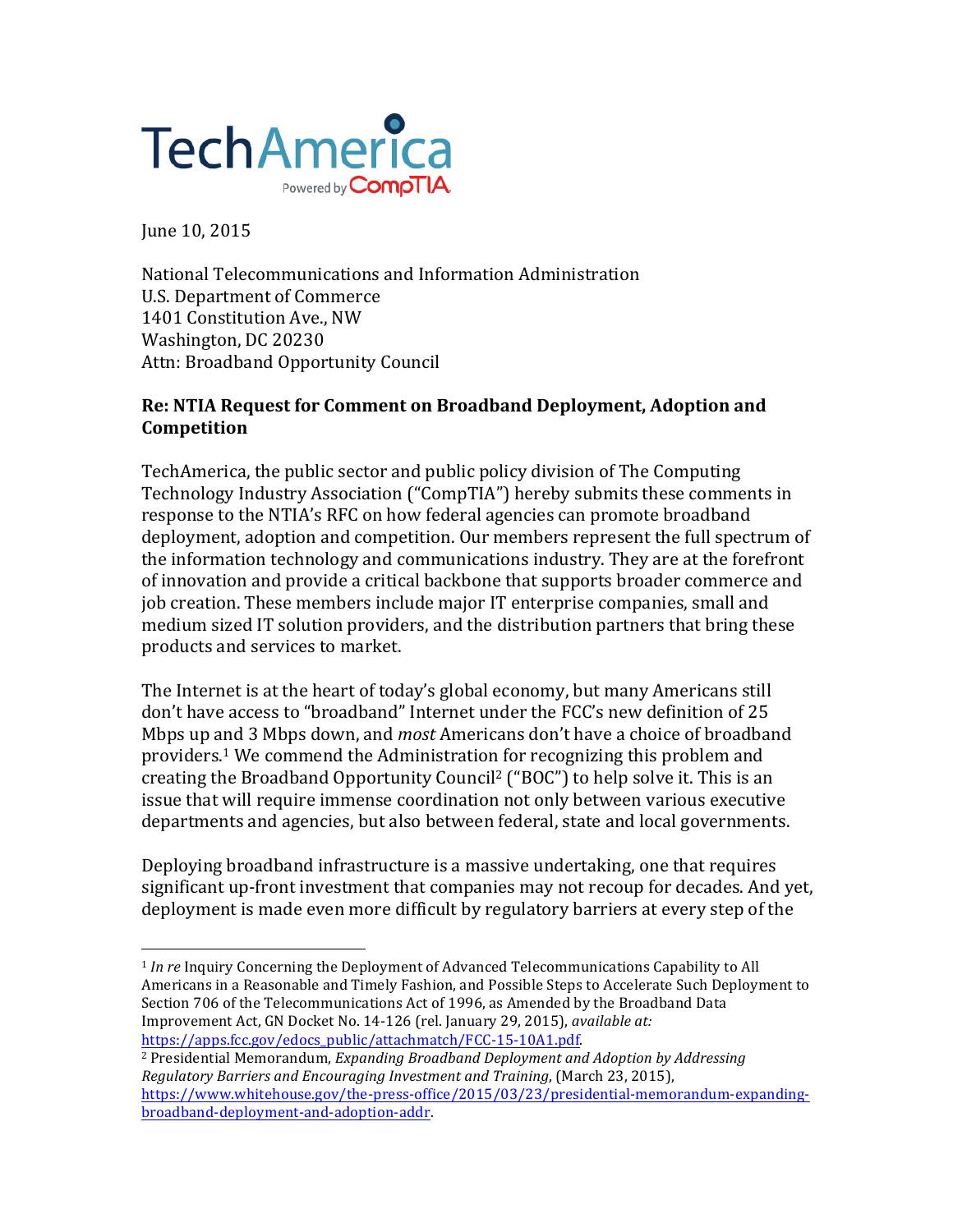TechAmerica Powered by CompTIA

June 10, 2015

National Telecommunications and Information Administration
U.S. Department of Commerce
1401 Constitution Ave., NW
Washington, DC 20230
Attn: Broadband Opportunity Council

**Re: NTIA Request for Comment on Broadband Deployment, Adoption and Competition**

TechAmerica, the public sector and public policy division of The Computing Technology Industry Association ("CompTIA") hereby submits these comments in response to the NTIA's RFC on how federal agencies can promote broadband deployment, adoption and competition. Our members represent the full spectrum of the information technology and communications industry. They are at the forefront of innovation and provide a critical backbone that supports broader commerce and job creation. These members include major IT enterprise companies, small and medium sized IT solution providers, and the distribution partners that bring these products and services to market.

The Internet is at the heart of today's global economy, but many Americans still don't have access to "broadband" Internet under the FCC's new definition of 25 Mbps up and 3 Mbps down, and *most* Americans don't have a choice of broadband providers.[1] We commend the Administration for recognizing this problem and creating the Broadband Opportunity Council[2] ("BOC") to help solve it. This is an issue that will require immense coordination not only between various executive departments and agencies, but also between federal, state and local governments.

Deploying broadband infrastructure is a massive undertaking, one that requires significant up-front investment that companies may not recoup for decades. And yet, deployment is made even more difficult by regulatory barriers at every step of the

---

[1] *In re* Inquiry Concerning the Deployment of Advanced Telecommunications Capability to All Americans in a Reasonable and Timely Fashion, and Possible Steps to Accelerate Such Deployment to Section 706 of the Telecommunications Act of 1996, as Amended by the Broadband Data Improvement Act, GN Docket No. 14-126 (rel. January 29, 2015), *available at:* https://apps.fcc.gov/edocs_public/attachmatch/FCC-15-10A1.pdf.

[2] Presidential Memorandum, *Expanding Broadband Deployment and Adoption by Addressing Regulatory Barriers and Encouraging Investment and Training*, (March 23, 2015), https://www.whitehouse.gov/the-press-office/2015/03/23/presidential-memorandum-expanding-broadband-deployment-and-adoption-addr.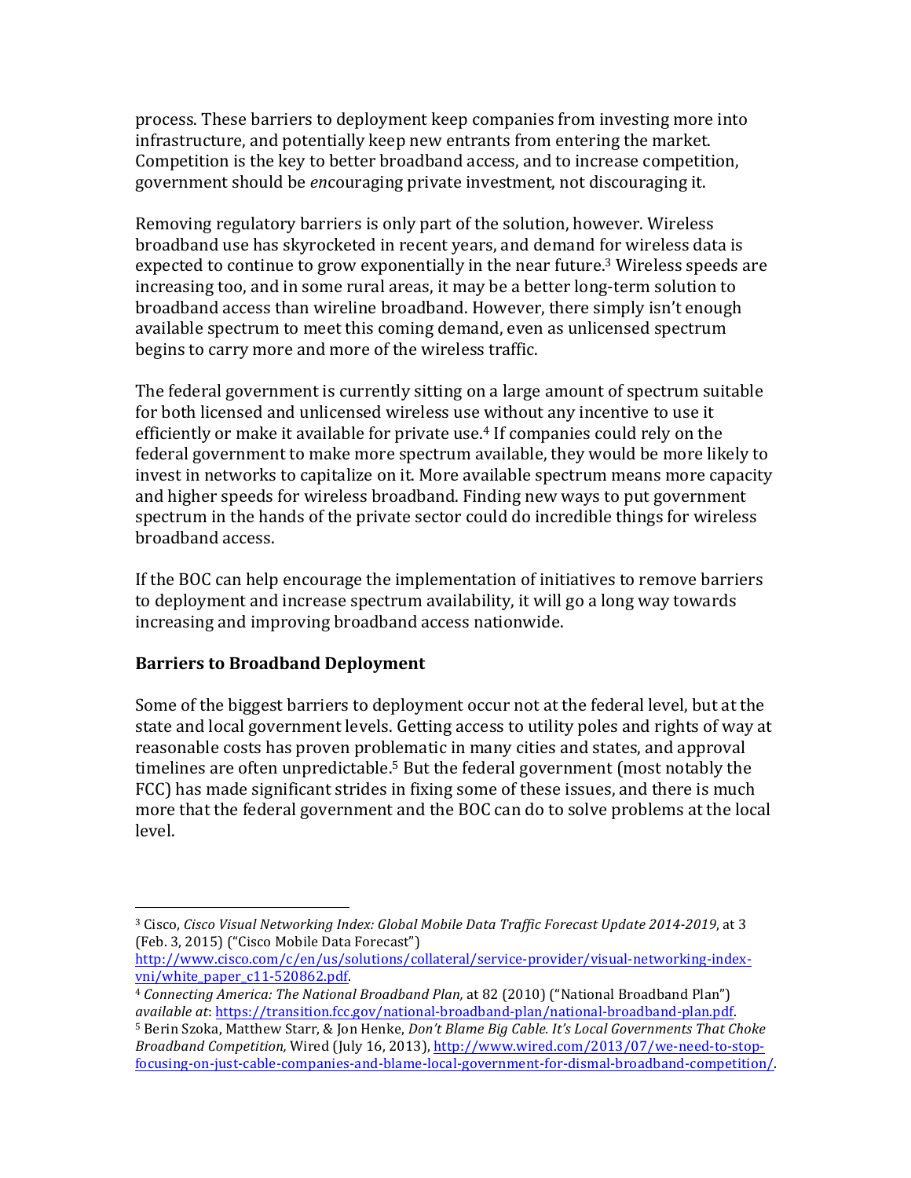process. These barriers to deployment keep companies from investing more into infrastructure, and potentially keep new entrants from entering the market. Competition is the key to better broadband access, and to increase competition, government should be *en*couraging private investment, not discouraging it.

Removing regulatory barriers is only part of the solution, however. Wireless broadband use has skyrocketed in recent years, and demand for wireless data is expected to continue to grow exponentially in the near future.[3] Wireless speeds are increasing too, and in some rural areas, it may be a better long-term solution to broadband access than wireline broadband. However, there simply isn't enough available spectrum to meet this coming demand, even as unlicensed spectrum begins to carry more and more of the wireless traffic.

The federal government is currently sitting on a large amount of spectrum suitable for both licensed and unlicensed wireless use without any incentive to use it efficiently or make it available for private use.[4] If companies could rely on the federal government to make more spectrum available, they would be more likely to invest in networks to capitalize on it. More available spectrum means more capacity and higher speeds for wireless broadband. Finding new ways to put government spectrum in the hands of the private sector could do incredible things for wireless broadband access.

If the BOC can help encourage the implementation of initiatives to remove barriers to deployment and increase spectrum availability, it will go a long way towards increasing and improving broadband access nationwide.

## Barriers to Broadband Deployment

Some of the biggest barriers to deployment occur not at the federal level, but at the state and local government levels. Getting access to utility poles and rights of way at reasonable costs has proven problematic in many cities and states, and approval timelines are often unpredictable.[5] But the federal government (most notably the FCC) has made significant strides in fixing some of these issues, and there is much more that the federal government and the BOC can do to solve problems at the local level.

---

[3] Cisco, *Cisco Visual Networking Index: Global Mobile Data Traffic Forecast Update 2014-2019*, at 3 (Feb. 3, 2015) ("Cisco Mobile Data Forecast") http://www.cisco.com/c/en/us/solutions/collateral/service-provider/visual-networking-index-vni/white_paper_c11-520862.pdf.

[4] *Connecting America: The National Broadband Plan,* at 82 (2010) ("National Broadband Plan") *available at*: https://transition.fcc.gov/national-broadband-plan/national-broadband-plan.pdf.

[5] Berin Szoka, Matthew Starr, & Jon Henke, *Don't Blame Big Cable. It's Local Governments That Choke Broadband Competition,* Wired (July 16, 2013), http://www.wired.com/2013/07/we-need-to-stop-focusing-on-just-cable-companies-and-blame-local-government-for-dismal-broadband-competition/.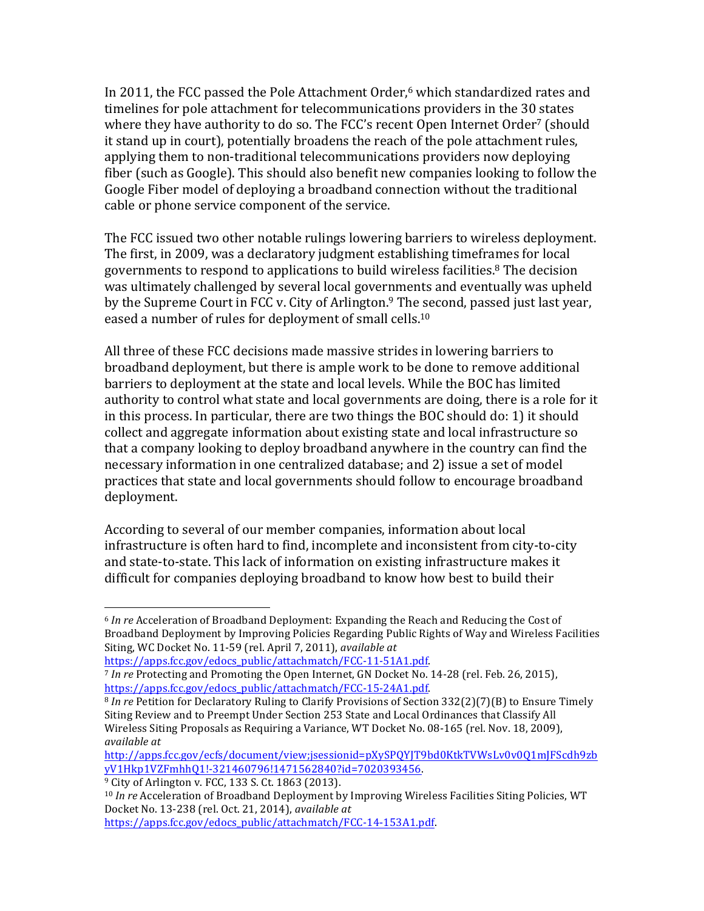In 2011, the FCC passed the Pole Attachment Order,[6] which standardized rates and timelines for pole attachment for telecommunications providers in the 30 states where they have authority to do so. The FCC's recent Open Internet Order[7] (should it stand up in court), potentially broadens the reach of the pole attachment rules, applying them to non-traditional telecommunications providers now deploying fiber (such as Google). This should also benefit new companies looking to follow the Google Fiber model of deploying a broadband connection without the traditional cable or phone service component of the service.

The FCC issued two other notable rulings lowering barriers to wireless deployment. The first, in 2009, was a declaratory judgment establishing timeframes for local governments to respond to applications to build wireless facilities.[8] The decision was ultimately challenged by several local governments and eventually was upheld by the Supreme Court in FCC v. City of Arlington.[9] The second, passed just last year, eased a number of rules for deployment of small cells.[10]

All three of these FCC decisions made massive strides in lowering barriers to broadband deployment, but there is ample work to be done to remove additional barriers to deployment at the state and local levels. While the BOC has limited authority to control what state and local governments are doing, there is a role for it in this process. In particular, there are two things the BOC should do: 1) it should collect and aggregate information about existing state and local infrastructure so that a company looking to deploy broadband anywhere in the country can find the necessary information in one centralized database; and 2) issue a set of model practices that state and local governments should follow to encourage broadband deployment.

According to several of our member companies, information about local infrastructure is often hard to find, incomplete and inconsistent from city-to-city and state-to-state. This lack of information on existing infrastructure makes it difficult for companies deploying broadband to know how best to build their

---

[6] *In re* Acceleration of Broadband Deployment: Expanding the Reach and Reducing the Cost of Broadband Deployment by Improving Policies Regarding Public Rights of Way and Wireless Facilities Siting, WC Docket No. 11-59 (rel. April 7, 2011), *available at* https://apps.fcc.gov/edocs_public/attachmatch/FCC-11-51A1.pdf.

[7] *In re* Protecting and Promoting the Open Internet, GN Docket No. 14-28 (rel. Feb. 26, 2015), https://apps.fcc.gov/edocs_public/attachmatch/FCC-15-24A1.pdf.

[8] *In re* Petition for Declaratory Ruling to Clarify Provisions of Section 332(2)(7)(B) to Ensure Timely Siting Review and to Preempt Under Section 253 State and Local Ordinances that Classify All Wireless Siting Proposals as Requiring a Variance, WT Docket No. 08-165 (rel. Nov. 18, 2009), *available at* http://apps.fcc.gov/ecfs/document/view;jsessionid=pXySPQYJT9bd0KtkTVWsLv0v0Q1mJFScdh9zbyV1Hkp1VZFmhhQ1!-321460796!1471562840?id=7020393456.

[9] City of Arlington v. FCC, 133 S. Ct. 1863 (2013).

[10] *In re* Acceleration of Broadband Deployment by Improving Wireless Facilities Siting Policies, WT Docket No. 13-238 (rel. Oct. 21, 2014), *available at* https://apps.fcc.gov/edocs_public/attachmatch/FCC-14-153A1.pdf.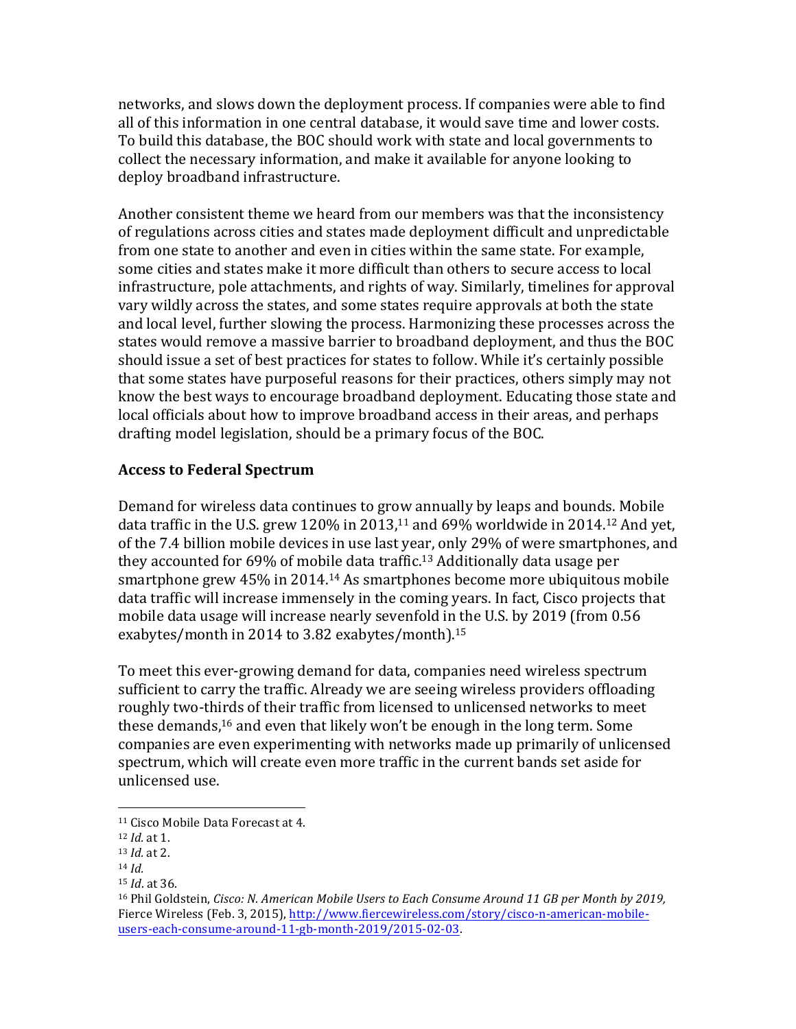networks, and slows down the deployment process. If companies were able to find all of this information in one central database, it would save time and lower costs. To build this database, the BOC should work with state and local governments to collect the necessary information, and make it available for anyone looking to deploy broadband infrastructure.

Another consistent theme we heard from our members was that the inconsistency of regulations across cities and states made deployment difficult and unpredictable from one state to another and even in cities within the same state. For example, some cities and states make it more difficult than others to secure access to local infrastructure, pole attachments, and rights of way. Similarly, timelines for approval vary wildly across the states, and some states require approvals at both the state and local level, further slowing the process. Harmonizing these processes across the states would remove a massive barrier to broadband deployment, and thus the BOC should issue a set of best practices for states to follow. While it's certainly possible that some states have purposeful reasons for their practices, others simply may not know the best ways to encourage broadband deployment. Educating those state and local officials about how to improve broadband access in their areas, and perhaps drafting model legislation, should be a primary focus of the BOC.

**Access to Federal Spectrum**

Demand for wireless data continues to grow annually by leaps and bounds. Mobile data traffic in the U.S. grew 120% in 2013,[11] and 69% worldwide in 2014.[12] And yet, of the 7.4 billion mobile devices in use last year, only 29% of were smartphones, and they accounted for 69% of mobile data traffic.[13] Additionally data usage per smartphone grew 45% in 2014.[14] As smartphones become more ubiquitous mobile data traffic will increase immensely in the coming years. In fact, Cisco projects that mobile data usage will increase nearly sevenfold in the U.S. by 2019 (from 0.56 exabytes/month in 2014 to 3.82 exabytes/month).[15]

To meet this ever-growing demand for data, companies need wireless spectrum sufficient to carry the traffic. Already we are seeing wireless providers offloading roughly two-thirds of their traffic from licensed to unlicensed networks to meet these demands,[16] and even that likely won't be enough in the long term. Some companies are even experimenting with networks made up primarily of unlicensed spectrum, which will create even more traffic in the current bands set aside for unlicensed use.

---

[11] Cisco Mobile Data Forecast at 4.

[12] *Id.* at 1.

[13] *Id.* at 2.

[14] *Id.*

[15] *Id*. at 36.

[16] Phil Goldstein, *Cisco: N. American Mobile Users to Each Consume Around 11 GB per Month by 2019,* Fierce Wireless (Feb. 3, 2015), http://www.fiercewireless.com/story/cisco-n-american-mobile-users-each-consume-around-11-gb-month-2019/2015-02-03.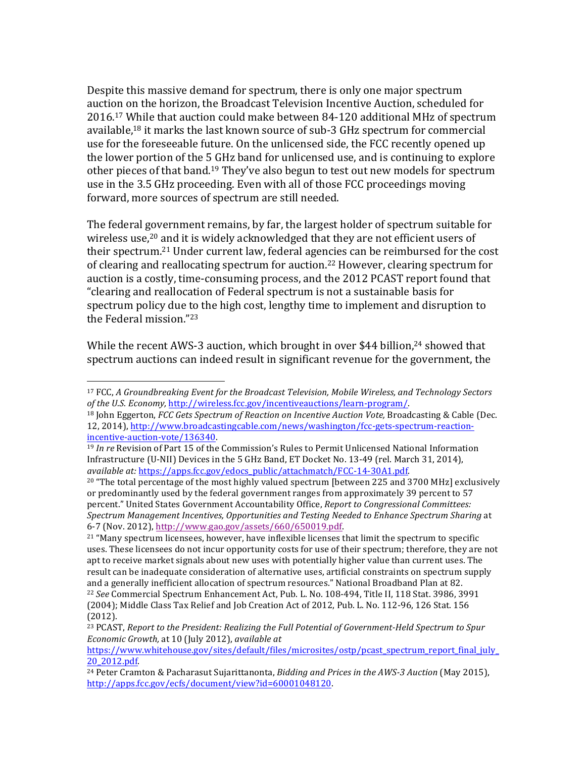Despite this massive demand for spectrum, there is only one major spectrum auction on the horizon, the Broadcast Television Incentive Auction, scheduled for 2016.[17] While that auction could make between 84-120 additional MHz of spectrum available,[18] it marks the last known source of sub-3 GHz spectrum for commercial use for the foreseeable future. On the unlicensed side, the FCC recently opened up the lower portion of the 5 GHz band for unlicensed use, and is continuing to explore other pieces of that band.[19] They've also begun to test out new models for spectrum use in the 3.5 GHz proceeding. Even with all of those FCC proceedings moving forward, more sources of spectrum are still needed.

The federal government remains, by far, the largest holder of spectrum suitable for wireless use,[20] and it is widely acknowledged that they are not efficient users of their spectrum.[21] Under current law, federal agencies can be reimbursed for the cost of clearing and reallocating spectrum for auction.[22] However, clearing spectrum for auction is a costly, time-consuming process, and the 2012 PCAST report found that "clearing and reallocation of Federal spectrum is not a sustainable basis for spectrum policy due to the high cost, lengthy time to implement and disruption to the Federal mission."[23]

While the recent AWS-3 auction, which brought in over $44 billion,[24] showed that spectrum auctions can indeed result in significant revenue for the government, the

---

[17] FCC, *A Groundbreaking Event for the Broadcast Television, Mobile Wireless, and Technology Sectors of the U.S. Economy*, http://wireless.fcc.gov/incentiveauctions/learn-program/.

[18] John Eggerton, *FCC Gets Spectrum of Reaction on Incentive Auction Vote,* Broadcasting & Cable (Dec. 12, 2014), http://www.broadcastingcable.com/news/washington/fcc-gets-spectrum-reaction-incentive-auction-vote/136340.

[19] *In re* Revision of Part 15 of the Commission's Rules to Permit Unlicensed National Information Infrastructure (U-NII) Devices in the 5 GHz Band, ET Docket No. 13-49 (rel. March 31, 2014), *available at:* https://apps.fcc.gov/edocs_public/attachmatch/FCC-14-30A1.pdf.

[20] "The total percentage of the most highly valued spectrum [between 225 and 3700 MHz] exclusively or predominantly used by the federal government ranges from approximately 39 percent to 57 percent." United States Government Accountability Office, *Report to Congressional Committees: Spectrum Management Incentives, Opportunities and Testing Needed to Enhance Spectrum Sharing* at 6-7 (Nov. 2012), http://www.gao.gov/assets/660/650019.pdf.

[21] "Many spectrum licensees, however, have inflexible licenses that limit the spectrum to specific uses. These licensees do not incur opportunity costs for use of their spectrum; therefore, they are not apt to receive market signals about new uses with potentially higher value than current uses. The result can be inadequate consideration of alternative uses, artificial constraints on spectrum supply and a generally inefficient allocation of spectrum resources." National Broadband Plan at 82.

[22] *See* Commercial Spectrum Enhancement Act, Pub. L. No. 108-494, Title II, 118 Stat. 3986, 3991 (2004); Middle Class Tax Relief and Job Creation Act of 2012, Pub. L. No. 112-96, 126 Stat. 156 (2012).

[23] PCAST, *Report to the President: Realizing the Full Potential of Government-Held Spectrum to Spur Economic Growth,* at 10 (July 2012), *available at* https://www.whitehouse.gov/sites/default/files/microsites/ostp/pcast_spectrum_report_final_july_20_2012.pdf.

[24] Peter Cramton & Pacharasut Sujarittanonta, *Bidding and Prices in the AWS-3 Auction* (May 2015), http://apps.fcc.gov/ecfs/document/view?id=60001048120.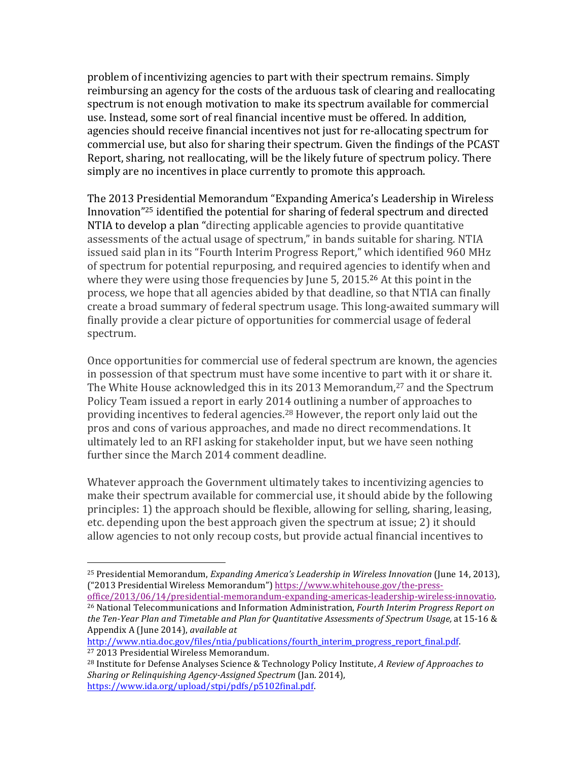problem of incentivizing agencies to part with their spectrum remains. Simply reimbursing an agency for the costs of the arduous task of clearing and reallocating spectrum is not enough motivation to make its spectrum available for commercial use. Instead, some sort of real financial incentive must be offered. In addition, agencies should receive financial incentives not just for re-allocating spectrum for commercial use, but also for sharing their spectrum. Given the findings of the PCAST Report, sharing, not reallocating, will be the likely future of spectrum policy. There simply are no incentives in place currently to promote this approach.

The 2013 Presidential Memorandum "Expanding America's Leadership in Wireless Innovation"[25] identified the potential for sharing of federal spectrum and directed NTIA to develop a plan "directing applicable agencies to provide quantitative assessments of the actual usage of spectrum," in bands suitable for sharing. NTIA issued said plan in its "Fourth Interim Progress Report," which identified 960 MHz of spectrum for potential repurposing, and required agencies to identify when and where they were using those frequencies by June 5, 2015.[26] At this point in the process, we hope that all agencies abided by that deadline, so that NTIA can finally create a broad summary of federal spectrum usage. This long-awaited summary will finally provide a clear picture of opportunities for commercial usage of federal spectrum.

Once opportunities for commercial use of federal spectrum are known, the agencies in possession of that spectrum must have some incentive to part with it or share it. The White House acknowledged this in its 2013 Memorandum,[27] and the Spectrum Policy Team issued a report in early 2014 outlining a number of approaches to providing incentives to federal agencies.[28] However, the report only laid out the pros and cons of various approaches, and made no direct recommendations. It ultimately led to an RFI asking for stakeholder input, but we have seen nothing further since the March 2014 comment deadline.

Whatever approach the Government ultimately takes to incentivizing agencies to make their spectrum available for commercial use, it should abide by the following principles: 1) the approach should be flexible, allowing for selling, sharing, leasing, etc. depending upon the best approach given the spectrum at issue; 2) it should allow agencies to not only recoup costs, but provide actual financial incentives to

---

[25] Presidential Memorandum, *Expanding America's Leadership in Wireless Innovation* (June 14, 2013), ("2013 Presidential Wireless Memorandum") https://www.whitehouse.gov/the-press-office/2013/06/14/presidential-memorandum-expanding-americas-leadership-wireless-innovatio.

[26] National Telecommunications and Information Administration, *Fourth Interim Progress Report on the Ten-Year Plan and Timetable and Plan for Quantitative Assessments of Spectrum Usage,* at 15-16 & Appendix A (June 2014), *available at* http://www.ntia.doc.gov/files/ntia/publications/fourth_interim_progress_report_final.pdf.

[27] 2013 Presidential Wireless Memorandum.

[28] Institute for Defense Analyses Science & Technology Policy Institute, *A Review of Approaches to Sharing or Relinquishing Agency-Assigned Spectrum* (Jan. 2014), https://www.ida.org/upload/stpi/pdfs/p5102final.pdf.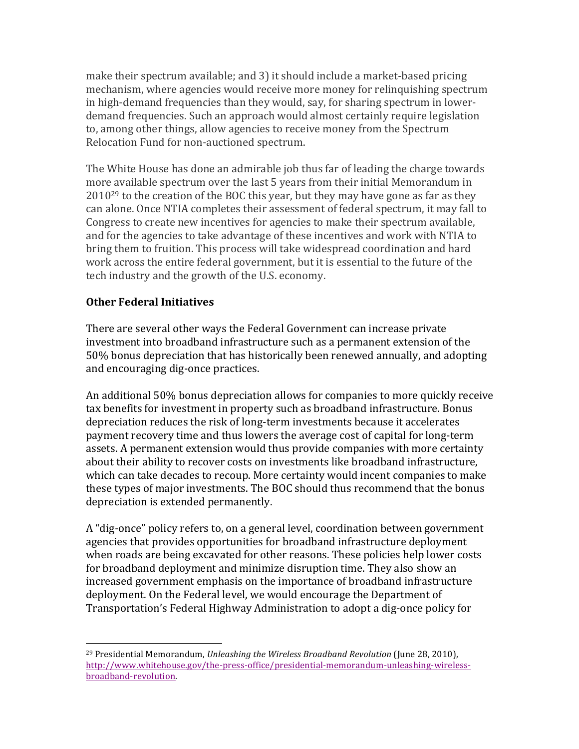make their spectrum available; and 3) it should include a market-based pricing mechanism, where agencies would receive more money for relinquishing spectrum in high-demand frequencies than they would, say, for sharing spectrum in lower-demand frequencies. Such an approach would almost certainly require legislation to, among other things, allow agencies to receive money from the Spectrum Relocation Fund for non-auctioned spectrum.

The White House has done an admirable job thus far of leading the charge towards more available spectrum over the last 5 years from their initial Memorandum in 2010[29] to the creation of the BOC this year, but they may have gone as far as they can alone. Once NTIA completes their assessment of federal spectrum, it may fall to Congress to create new incentives for agencies to make their spectrum available, and for the agencies to take advantage of these incentives and work with NTIA to bring them to fruition. This process will take widespread coordination and hard work across the entire federal government, but it is essential to the future of the tech industry and the growth of the U.S. economy.

**Other Federal Initiatives**

There are several other ways the Federal Government can increase private investment into broadband infrastructure such as a permanent extension of the 50% bonus depreciation that has historically been renewed annually, and adopting and encouraging dig-once practices.

An additional 50% bonus depreciation allows for companies to more quickly receive tax benefits for investment in property such as broadband infrastructure. Bonus depreciation reduces the risk of long-term investments because it accelerates payment recovery time and thus lowers the average cost of capital for long-term assets. A permanent extension would thus provide companies with more certainty about their ability to recover costs on investments like broadband infrastructure, which can take decades to recoup. More certainty would incent companies to make these types of major investments. The BOC should thus recommend that the bonus depreciation is extended permanently.

A "dig-once" policy refers to, on a general level, coordination between government agencies that provides opportunities for broadband infrastructure deployment when roads are being excavated for other reasons. These policies help lower costs for broadband deployment and minimize disruption time. They also show an increased government emphasis on the importance of broadband infrastructure deployment. On the Federal level, we would encourage the Department of Transportation's Federal Highway Administration to adopt a dig-once policy for

---

[29] Presidential Memorandum, *Unleashing the Wireless Broadband Revolution* (June 28, 2010), http://www.whitehouse.gov/the-press-office/presidential-memorandum-unleashing-wireless-broadband-revolution.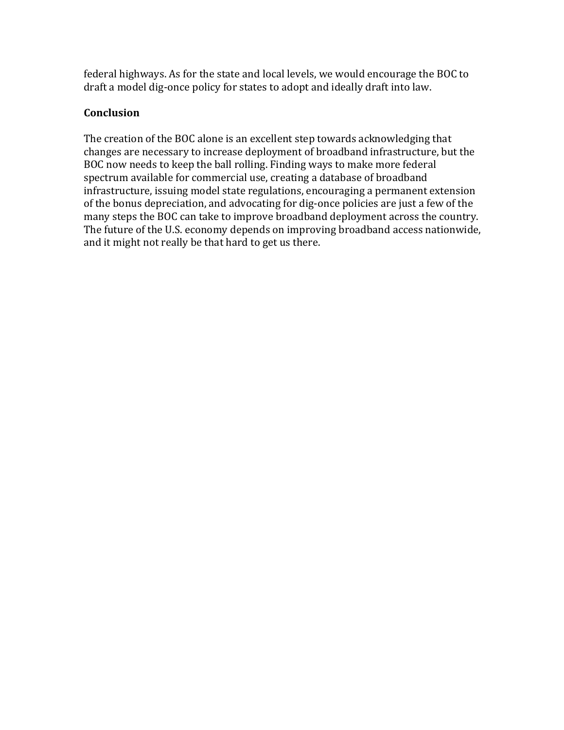federal highways. As for the state and local levels, we would encourage the BOC to draft a model dig-once policy for states to adopt and ideally draft into law.

**Conclusion**

The creation of the BOC alone is an excellent step towards acknowledging that changes are necessary to increase deployment of broadband infrastructure, but the BOC now needs to keep the ball rolling. Finding ways to make more federal spectrum available for commercial use, creating a database of broadband infrastructure, issuing model state regulations, encouraging a permanent extension of the bonus depreciation, and advocating for dig-once policies are just a few of the many steps the BOC can take to improve broadband deployment across the country. The future of the U.S. economy depends on improving broadband access nationwide, and it might not really be that hard to get us there.